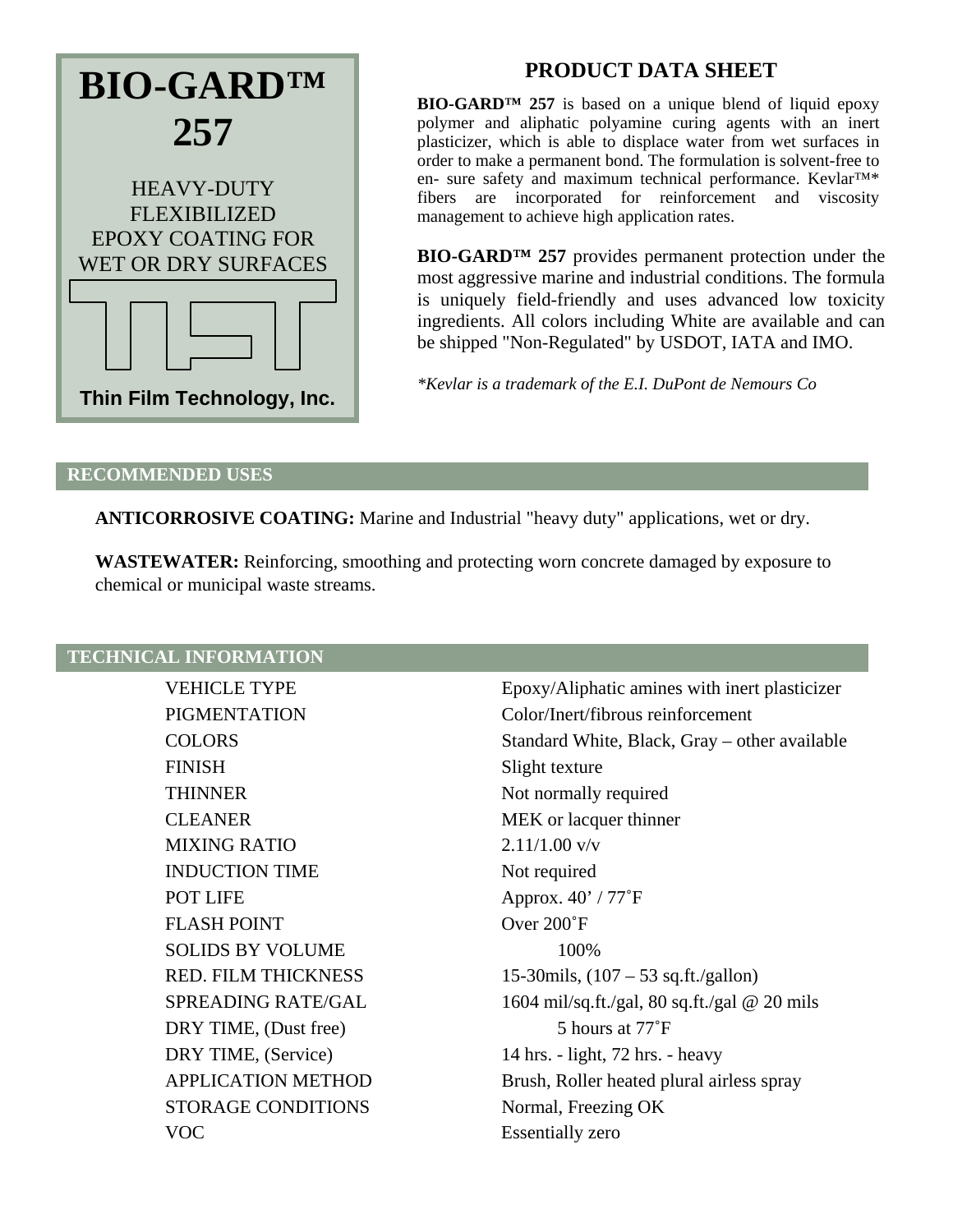# BIO-GARD™ 257

HEAVY-DUTY FLEXIBILIZED EPOXY COATING FOR WET OR DRY SURFACES

TFT

**Thin Film Technology, Inc.**

## PRODUCT DATA SHEET

**BIO-GARD™ 257** is based on a unique blend of liquid epoxy polymer and aliphatic polyamine curing agents with an inert plasticizer, which is able to displace water from wet surfaces in order to make a permanent bond. The formulation is solvent-free to en- sure safety and maximum technical performance. Kevlar™* fibers are incorporated for reinforcement and viscosity management to achieve high application rates.

**BIO-GARD™ 257** provides permanent protection under the most aggressive marine and industrial conditions. The formula is uniquely field-friendly and uses advanced low toxicity ingredients. All colors including White are available and can be shipped "Non-Regulated" by USDOT, IATA and IMO.

*\*Kevlar is a trademark of the E.I. DuPont de Nemours Co*

## RECOMMENDED USES

**ANTICORROSIVE COATING:** Marine and Industrial "heavy duty" applications, wet or dry.

**WASTEWATER:** Reinforcing, smoothing and protecting worn concrete damaged by exposure to chemical or municipal waste streams.

## TECHNICAL INFORMATION

| | |
|---|---|
| VEHICLE TYPE | Epoxy/Aliphatic amines with inert plasticizer |
| PIGMENTATION | Color/Inert/fibrous reinforcement |
| COLORS | Standard White, Black, Gray – other available |
| FINISH | Slight texture |
| THINNER | Not normally required |
| CLEANER | MEK or lacquer thinner |
| MIXING RATIO | 2.11/1.00 v/v |
| INDUCTION TIME | Not required |
| POT LIFE | Approx. 40’ / 77˚F |
| FLASH POINT | Over 200˚F |
| SOLIDS BY VOLUME | 100% |
| RED. FILM THICKNESS | 15-30mils, (107 – 53 sq.ft./gallon) |
| SPREADING RATE/GAL | 1604 mil/sq.ft./gal, 80 sq.ft./gal @ 20 mils |
| DRY TIME, (Dust free) | 5 hours at 77˚F |
| DRY TIME, (Service) | 14 hrs. - light, 72 hrs. - heavy |
| APPLICATION METHOD | Brush, Roller heated plural airless spray |
| STORAGE CONDITIONS | Normal, Freezing OK |
| VOC | Essentially zero |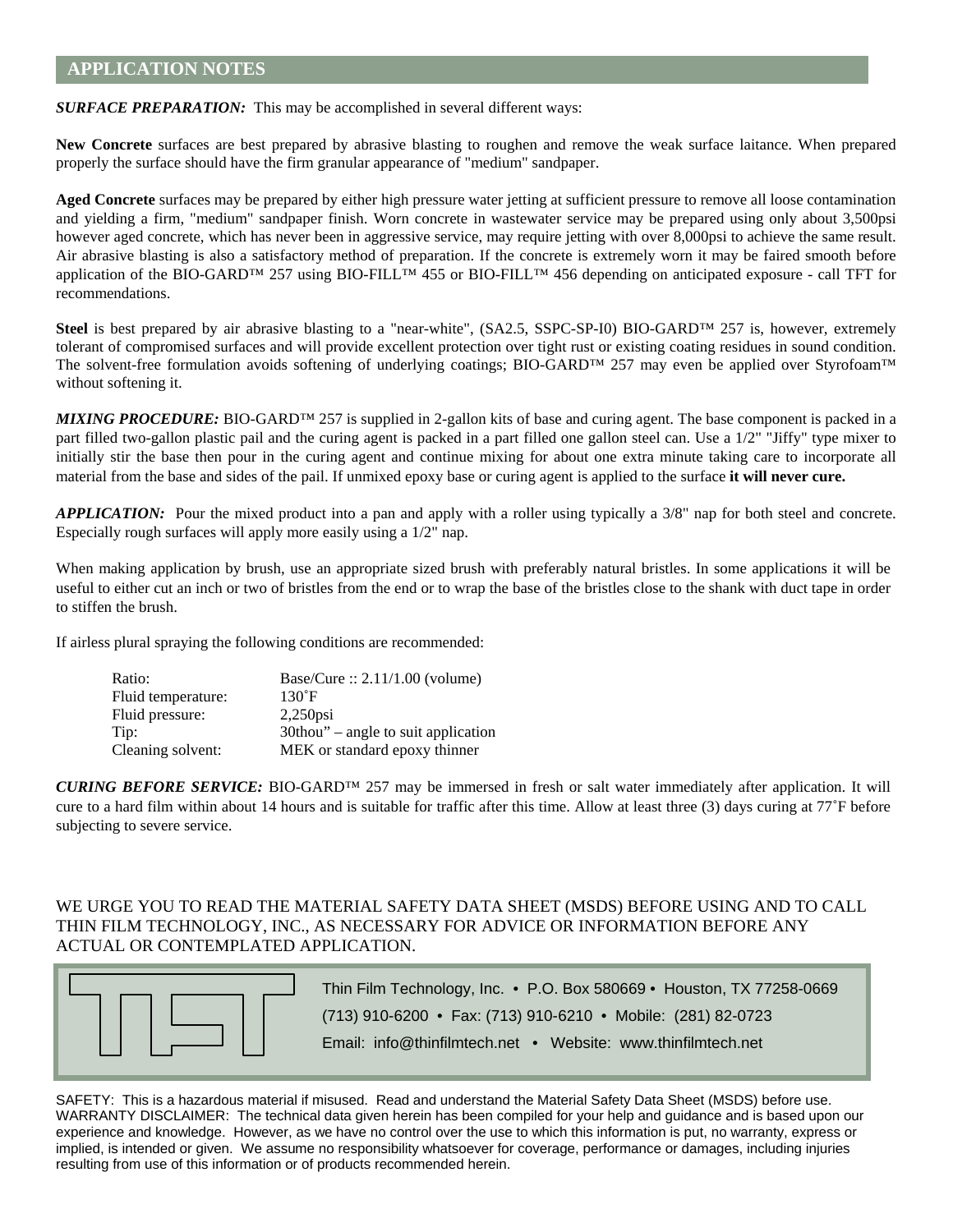## APPLICATION NOTES

***SURFACE PREPARATION:*** This may be accomplished in several different ways:

**New Concrete** surfaces are best prepared by abrasive blasting to roughen and remove the weak surface laitance. When prepared properly the surface should have the firm granular appearance of "medium" sandpaper.

**Aged Concrete** surfaces may be prepared by either high pressure water jetting at sufficient pressure to remove all loose contamination and yielding a firm, "medium" sandpaper finish. Worn concrete in wastewater service may be prepared using only about 3,500psi however aged concrete, which has never been in aggressive service, may require jetting with over 8,000psi to achieve the same result. Air abrasive blasting is also a satisfactory method of preparation. If the concrete is extremely worn it may be faired smooth before application of the BIO-GARD™ 257 using BIO-FILL™ 455 or BIO-FILL™ 456 depending on anticipated exposure - call TFT for recommendations.

**Steel** is best prepared by air abrasive blasting to a "near-white", (SA2.5, SSPC-SP-I0) BIO-GARD™ 257 is, however, extremely tolerant of compromised surfaces and will provide excellent protection over tight rust or existing coating residues in sound condition. The solvent-free formulation avoids softening of underlying coatings; BIO-GARD™ 257 may even be applied over Styrofoam™ without softening it.

***MIXING PROCEDURE:*** BIO-GARD™ 257 is supplied in 2-gallon kits of base and curing agent. The base component is packed in a part filled two-gallon plastic pail and the curing agent is packed in a part filled one gallon steel can. Use a 1/2" "Jiffy" type mixer to initially stir the base then pour in the curing agent and continue mixing for about one extra minute taking care to incorporate all material from the base and sides of the pail. If unmixed epoxy base or curing agent is applied to the surface **it will never cure.**

***APPLICATION:*** Pour the mixed product into a pan and apply with a roller using typically a 3/8" nap for both steel and concrete. Especially rough surfaces will apply more easily using a 1/2" nap.

When making application by brush, use an appropriate sized brush with preferably natural bristles. In some applications it will be useful to either cut an inch or two of bristles from the end or to wrap the base of the bristles close to the shank with duct tape in order to stiffen the brush.

If airless plural spraying the following conditions are recommended:

| | |
|---|---|
| Ratio: | Base/Cure :: 2.11/1.00 (volume) |
| Fluid temperature: | 130˚F |
| Fluid pressure: | 2,250psi |
| Tip: | 30thou" – angle to suit application |
| Cleaning solvent: | MEK or standard epoxy thinner |

***CURING BEFORE SERVICE:*** BIO-GARD™ 257 may be immersed in fresh or salt water immediately after application. It will cure to a hard film within about 14 hours and is suitable for traffic after this time. Allow at least three (3) days curing at 77˚F before subjecting to severe service.

WE URGE YOU TO READ THE MATERIAL SAFETY DATA SHEET (MSDS) BEFORE USING AND TO CALL THIN FILM TECHNOLOGY, INC., AS NECESSARY FOR ADVICE OR INFORMATION BEFORE ANY ACTUAL OR CONTEMPLATED APPLICATION.

TFT

Thin Film Technology, Inc. • P.O. Box 580669 • Houston, TX 77258-0669
(713) 910-6200 • Fax: (713) 910-6210 • Mobile: (281) 82-0723
Email: info@thinfilmtech.net • Website: www.thinfilmtech.net

SAFETY: This is a hazardous material if misused. Read and understand the Material Safety Data Sheet (MSDS) before use.
WARRANTY DISCLAIMER: The technical data given herein has been compiled for your help and guidance and is based upon our experience and knowledge. However, as we have no control over the use to which this information is put, no warranty, express or implied, is intended or given. We assume no responsibility whatsoever for coverage, performance or damages, including injuries resulting from use of this information or of products recommended herein.